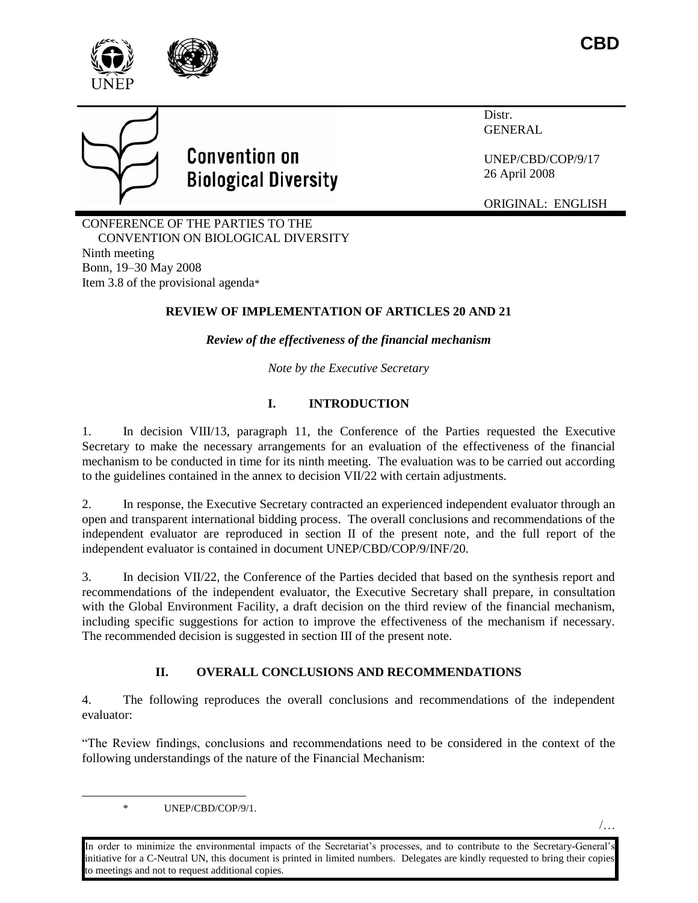CBD

Distr.
GENERAL

UNEP/CBD/COP/9/17
26 April 2008

ORIGINAL: ENGLISH

# Convention on Biological Diversity

CONFERENCE OF THE PARTIES TO THE CONVENTION ON BIOLOGICAL DIVERSITY
Ninth meeting
Bonn, 19–30 May 2008
Item 3.8 of the provisional agenda*

## REVIEW OF IMPLEMENTATION OF ARTICLES 20 AND 21

***Review of the effectiveness of the financial mechanism***

*Note by the Executive Secretary*

## I. INTRODUCTION

1. In decision VIII/13, paragraph 11, the Conference of the Parties requested the Executive Secretary to make the necessary arrangements for an evaluation of the effectiveness of the financial mechanism to be conducted in time for its ninth meeting. The evaluation was to be carried out according to the guidelines contained in the annex to decision VII/22 with certain adjustments.

2. In response, the Executive Secretary contracted an experienced independent evaluator through an open and transparent international bidding process. The overall conclusions and recommendations of the independent evaluator are reproduced in section II of the present note, and the full report of the independent evaluator is contained in document UNEP/CBD/COP/9/INF/20.

3. In decision VII/22, the Conference of the Parties decided that based on the synthesis report and recommendations of the independent evaluator, the Executive Secretary shall prepare, in consultation with the Global Environment Facility, a draft decision on the third review of the financial mechanism, including specific suggestions for action to improve the effectiveness of the mechanism if necessary. The recommended decision is suggested in section III of the present note.

## II. OVERALL CONCLUSIONS AND RECOMMENDATIONS

4. The following reproduces the overall conclusions and recommendations of the independent evaluator:

"The Review findings, conclusions and recommendations need to be considered in the context of the following understandings of the nature of the Financial Mechanism:

\* UNEP/CBD/COP/9/1.

In order to minimize the environmental impacts of the Secretariat's processes, and to contribute to the Secretary-General's initiative for a C-Neutral UN, this document is printed in limited numbers. Delegates are kindly requested to bring their copies to meetings and not to request additional copies.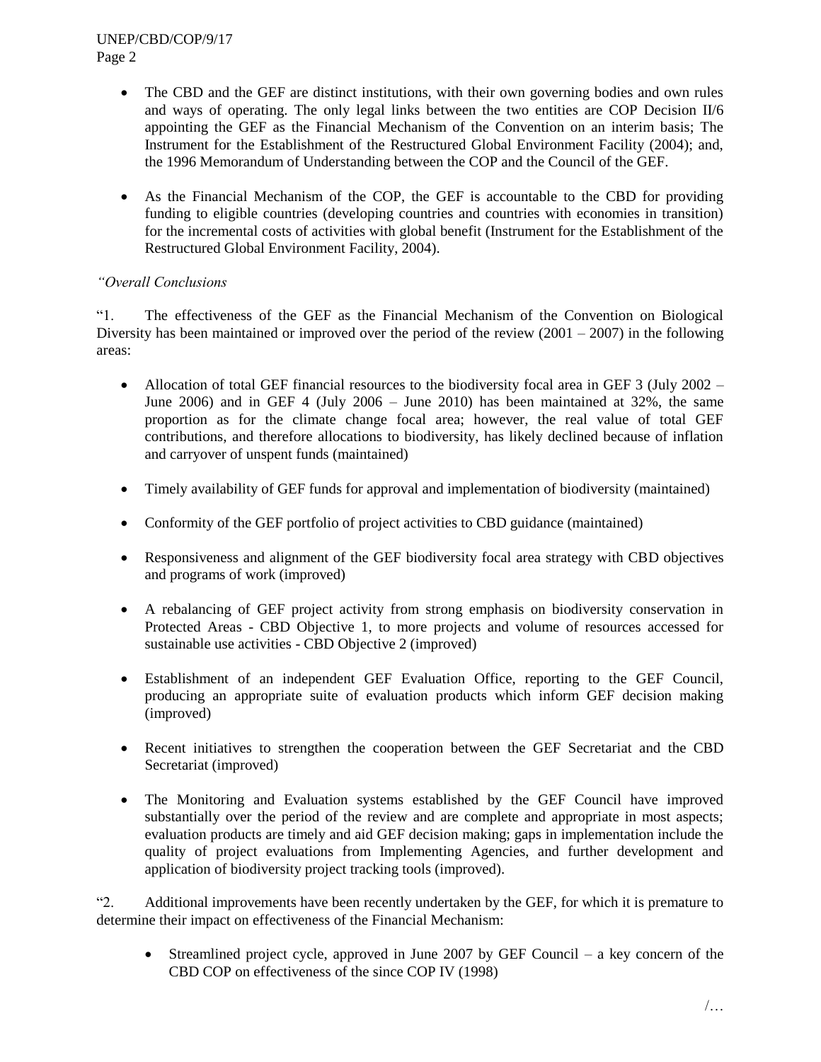- The CBD and the GEF are distinct institutions, with their own governing bodies and own rules and ways of operating. The only legal links between the two entities are COP Decision II/6 appointing the GEF as the Financial Mechanism of the Convention on an interim basis; The Instrument for the Establishment of the Restructured Global Environment Facility (2004); and, the 1996 Memorandum of Understanding between the COP and the Council of the GEF.

- As the Financial Mechanism of the COP, the GEF is accountable to the CBD for providing funding to eligible countries (developing countries and countries with economies in transition) for the incremental costs of activities with global benefit (Instrument for the Establishment of the Restructured Global Environment Facility, 2004).

*"Overall Conclusions*

"1. The effectiveness of the GEF as the Financial Mechanism of the Convention on Biological Diversity has been maintained or improved over the period of the review (2001 – 2007) in the following areas:

- Allocation of total GEF financial resources to the biodiversity focal area in GEF 3 (July 2002 – June 2006) and in GEF 4 (July 2006 – June 2010) has been maintained at 32%, the same proportion as for the climate change focal area; however, the real value of total GEF contributions, and therefore allocations to biodiversity, has likely declined because of inflation and carryover of unspent funds (maintained)

- Timely availability of GEF funds for approval and implementation of biodiversity (maintained)

- Conformity of the GEF portfolio of project activities to CBD guidance (maintained)

- Responsiveness and alignment of the GEF biodiversity focal area strategy with CBD objectives and programs of work (improved)

- A rebalancing of GEF project activity from strong emphasis on biodiversity conservation in Protected Areas - CBD Objective 1, to more projects and volume of resources accessed for sustainable use activities - CBD Objective 2 (improved)

- Establishment of an independent GEF Evaluation Office, reporting to the GEF Council, producing an appropriate suite of evaluation products which inform GEF decision making (improved)

- Recent initiatives to strengthen the cooperation between the GEF Secretariat and the CBD Secretariat (improved)

- The Monitoring and Evaluation systems established by the GEF Council have improved substantially over the period of the review and are complete and appropriate in most aspects; evaluation products are timely and aid GEF decision making; gaps in implementation include the quality of project evaluations from Implementing Agencies, and further development and application of biodiversity project tracking tools (improved).

"2. Additional improvements have been recently undertaken by the GEF, for which it is premature to determine their impact on effectiveness of the Financial Mechanism:

- Streamlined project cycle, approved in June 2007 by GEF Council – a key concern of the CBD COP on effectiveness of the since COP IV (1998)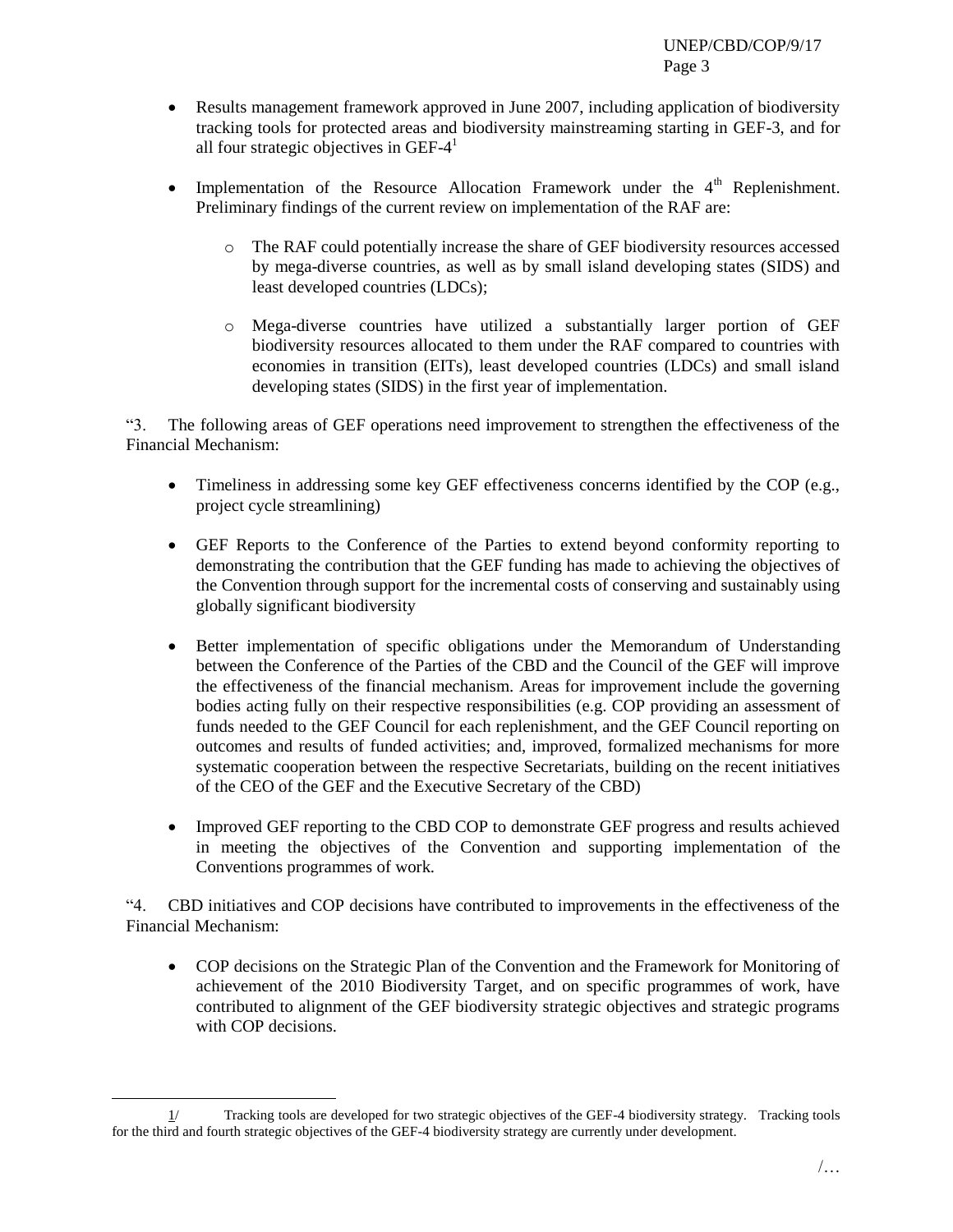- Results management framework approved in June 2007, including application of biodiversity tracking tools for protected areas and biodiversity mainstreaming starting in GEF-3, and for all four strategic objectives in GEF-4[1]

- Implementation of the Resource Allocation Framework under the 4th Replenishment. Preliminary findings of the current review on implementation of the RAF are:

  - The RAF could potentially increase the share of GEF biodiversity resources accessed by mega-diverse countries, as well as by small island developing states (SIDS) and least developed countries (LDCs);

  - Mega-diverse countries have utilized a substantially larger portion of GEF biodiversity resources allocated to them under the RAF compared to countries with economies in transition (EITs), least developed countries (LDCs) and small island developing states (SIDS) in the first year of implementation.

"3. The following areas of GEF operations need improvement to strengthen the effectiveness of the Financial Mechanism:

- Timeliness in addressing some key GEF effectiveness concerns identified by the COP (e.g., project cycle streamlining)

- GEF Reports to the Conference of the Parties to extend beyond conformity reporting to demonstrating the contribution that the GEF funding has made to achieving the objectives of the Convention through support for the incremental costs of conserving and sustainably using globally significant biodiversity

- Better implementation of specific obligations under the Memorandum of Understanding between the Conference of the Parties of the CBD and the Council of the GEF will improve the effectiveness of the financial mechanism. Areas for improvement include the governing bodies acting fully on their respective responsibilities (e.g. COP providing an assessment of funds needed to the GEF Council for each replenishment, and the GEF Council reporting on outcomes and results of funded activities; and, improved, formalized mechanisms for more systematic cooperation between the respective Secretariats, building on the recent initiatives of the CEO of the GEF and the Executive Secretary of the CBD)

- Improved GEF reporting to the CBD COP to demonstrate GEF progress and results achieved in meeting the objectives of the Convention and supporting implementation of the Conventions programmes of work.

"4. CBD initiatives and COP decisions have contributed to improvements in the effectiveness of the Financial Mechanism:

- COP decisions on the Strategic Plan of the Convention and the Framework for Monitoring of achievement of the 2010 Biodiversity Target, and on specific programmes of work, have contributed to alignment of the GEF biodiversity strategic objectives and strategic programs with COP decisions.

---

1/ Tracking tools are developed for two strategic objectives of the GEF-4 biodiversity strategy. Tracking tools for the third and fourth strategic objectives of the GEF-4 biodiversity strategy are currently under development.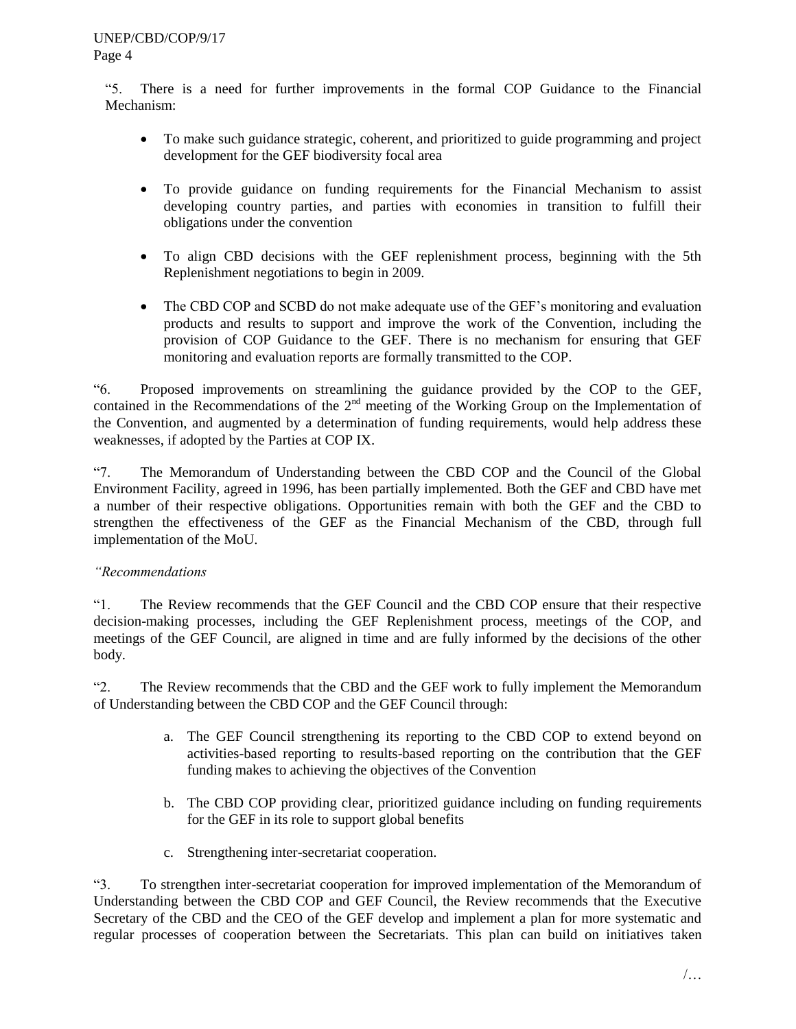"5. There is a need for further improvements in the formal COP Guidance to the Financial Mechanism:

- To make such guidance strategic, coherent, and prioritized to guide programming and project development for the GEF biodiversity focal area
- To provide guidance on funding requirements for the Financial Mechanism to assist developing country parties, and parties with economies in transition to fulfill their obligations under the convention
- To align CBD decisions with the GEF replenishment process, beginning with the 5th Replenishment negotiations to begin in 2009.
- The CBD COP and SCBD do not make adequate use of the GEF's monitoring and evaluation products and results to support and improve the work of the Convention, including the provision of COP Guidance to the GEF. There is no mechanism for ensuring that GEF monitoring and evaluation reports are formally transmitted to the COP.

"6. Proposed improvements on streamlining the guidance provided by the COP to the GEF, contained in the Recommendations of the 2nd meeting of the Working Group on the Implementation of the Convention, and augmented by a determination of funding requirements, would help address these weaknesses, if adopted by the Parties at COP IX.

"7. The Memorandum of Understanding between the CBD COP and the Council of the Global Environment Facility, agreed in 1996, has been partially implemented. Both the GEF and CBD have met a number of their respective obligations. Opportunities remain with both the GEF and the CBD to strengthen the effectiveness of the GEF as the Financial Mechanism of the CBD, through full implementation of the MoU.

*"Recommendations*

"1. The Review recommends that the GEF Council and the CBD COP ensure that their respective decision-making processes, including the GEF Replenishment process, meetings of the COP, and meetings of the GEF Council, are aligned in time and are fully informed by the decisions of the other body.

"2. The Review recommends that the CBD and the GEF work to fully implement the Memorandum of Understanding between the CBD COP and the GEF Council through:

a. The GEF Council strengthening its reporting to the CBD COP to extend beyond on activities-based reporting to results-based reporting on the contribution that the GEF funding makes to achieving the objectives of the Convention

b. The CBD COP providing clear, prioritized guidance including on funding requirements for the GEF in its role to support global benefits

c. Strengthening inter-secretariat cooperation.

"3. To strengthen inter-secretariat cooperation for improved implementation of the Memorandum of Understanding between the CBD COP and GEF Council, the Review recommends that the Executive Secretary of the CBD and the CEO of the GEF develop and implement a plan for more systematic and regular processes of cooperation between the Secretariats. This plan can build on initiatives taken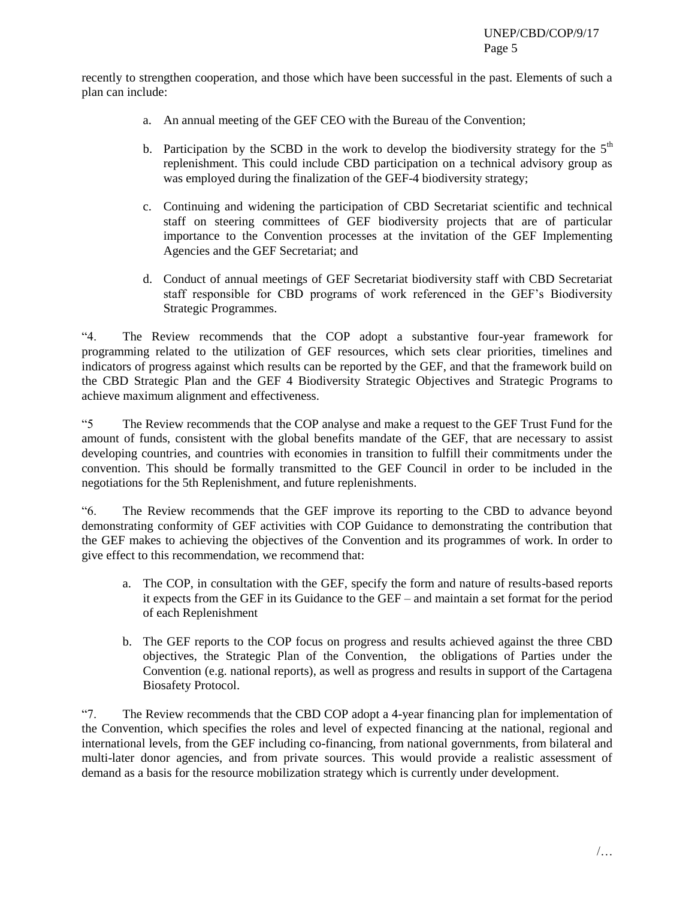recently to strengthen cooperation, and those which have been successful in the past. Elements of such a plan can include:

a. An annual meeting of the GEF CEO with the Bureau of the Convention;

b. Participation by the SCBD in the work to develop the biodiversity strategy for the 5th replenishment. This could include CBD participation on a technical advisory group as was employed during the finalization of the GEF-4 biodiversity strategy;

c. Continuing and widening the participation of CBD Secretariat scientific and technical staff on steering committees of GEF biodiversity projects that are of particular importance to the Convention processes at the invitation of the GEF Implementing Agencies and the GEF Secretariat; and

d. Conduct of annual meetings of GEF Secretariat biodiversity staff with CBD Secretariat staff responsible for CBD programs of work referenced in the GEF's Biodiversity Strategic Programmes.

"4. The Review recommends that the COP adopt a substantive four-year framework for programming related to the utilization of GEF resources, which sets clear priorities, timelines and indicators of progress against which results can be reported by the GEF, and that the framework build on the CBD Strategic Plan and the GEF 4 Biodiversity Strategic Objectives and Strategic Programs to achieve maximum alignment and effectiveness.

"5 The Review recommends that the COP analyse and make a request to the GEF Trust Fund for the amount of funds, consistent with the global benefits mandate of the GEF, that are necessary to assist developing countries, and countries with economies in transition to fulfill their commitments under the convention. This should be formally transmitted to the GEF Council in order to be included in the negotiations for the 5th Replenishment, and future replenishments.

"6. The Review recommends that the GEF improve its reporting to the CBD to advance beyond demonstrating conformity of GEF activities with COP Guidance to demonstrating the contribution that the GEF makes to achieving the objectives of the Convention and its programmes of work. In order to give effect to this recommendation, we recommend that:

a. The COP, in consultation with the GEF, specify the form and nature of results-based reports it expects from the GEF in its Guidance to the GEF – and maintain a set format for the period of each Replenishment

b. The GEF reports to the COP focus on progress and results achieved against the three CBD objectives, the Strategic Plan of the Convention, the obligations of Parties under the Convention (e.g. national reports), as well as progress and results in support of the Cartagena Biosafety Protocol.

"7. The Review recommends that the CBD COP adopt a 4-year financing plan for implementation of the Convention, which specifies the roles and level of expected financing at the national, regional and international levels, from the GEF including co-financing, from national governments, from bilateral and multi-later donor agencies, and from private sources. This would provide a realistic assessment of demand as a basis for the resource mobilization strategy which is currently under development.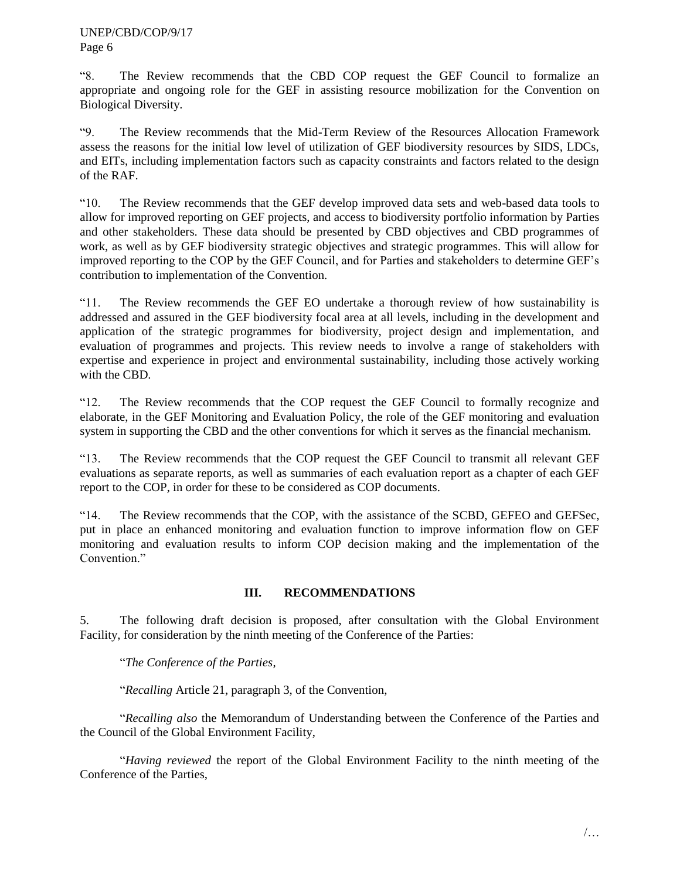"8. The Review recommends that the CBD COP request the GEF Council to formalize an appropriate and ongoing role for the GEF in assisting resource mobilization for the Convention on Biological Diversity.

"9. The Review recommends that the Mid-Term Review of the Resources Allocation Framework assess the reasons for the initial low level of utilization of GEF biodiversity resources by SIDS, LDCs, and EITs, including implementation factors such as capacity constraints and factors related to the design of the RAF.

"10. The Review recommends that the GEF develop improved data sets and web-based data tools to allow for improved reporting on GEF projects, and access to biodiversity portfolio information by Parties and other stakeholders. These data should be presented by CBD objectives and CBD programmes of work, as well as by GEF biodiversity strategic objectives and strategic programmes. This will allow for improved reporting to the COP by the GEF Council, and for Parties and stakeholders to determine GEF's contribution to implementation of the Convention.

"11. The Review recommends the GEF EO undertake a thorough review of how sustainability is addressed and assured in the GEF biodiversity focal area at all levels, including in the development and application of the strategic programmes for biodiversity, project design and implementation, and evaluation of programmes and projects. This review needs to involve a range of stakeholders with expertise and experience in project and environmental sustainability, including those actively working with the CBD.

"12. The Review recommends that the COP request the GEF Council to formally recognize and elaborate, in the GEF Monitoring and Evaluation Policy, the role of the GEF monitoring and evaluation system in supporting the CBD and the other conventions for which it serves as the financial mechanism.

"13. The Review recommends that the COP request the GEF Council to transmit all relevant GEF evaluations as separate reports, as well as summaries of each evaluation report as a chapter of each GEF report to the COP, in order for these to be considered as COP documents.

"14. The Review recommends that the COP, with the assistance of the SCBD, GEFEO and GEFSec, put in place an enhanced monitoring and evaluation function to improve information flow on GEF monitoring and evaluation results to inform COP decision making and the implementation of the Convention."

## III. RECOMMENDATIONS

5. The following draft decision is proposed, after consultation with the Global Environment Facility, for consideration by the ninth meeting of the Conference of the Parties:

"*The Conference of the Parties*,

"*Recalling* Article 21, paragraph 3, of the Convention,

"*Recalling also* the Memorandum of Understanding between the Conference of the Parties and the Council of the Global Environment Facility,

"*Having reviewed* the report of the Global Environment Facility to the ninth meeting of the Conference of the Parties,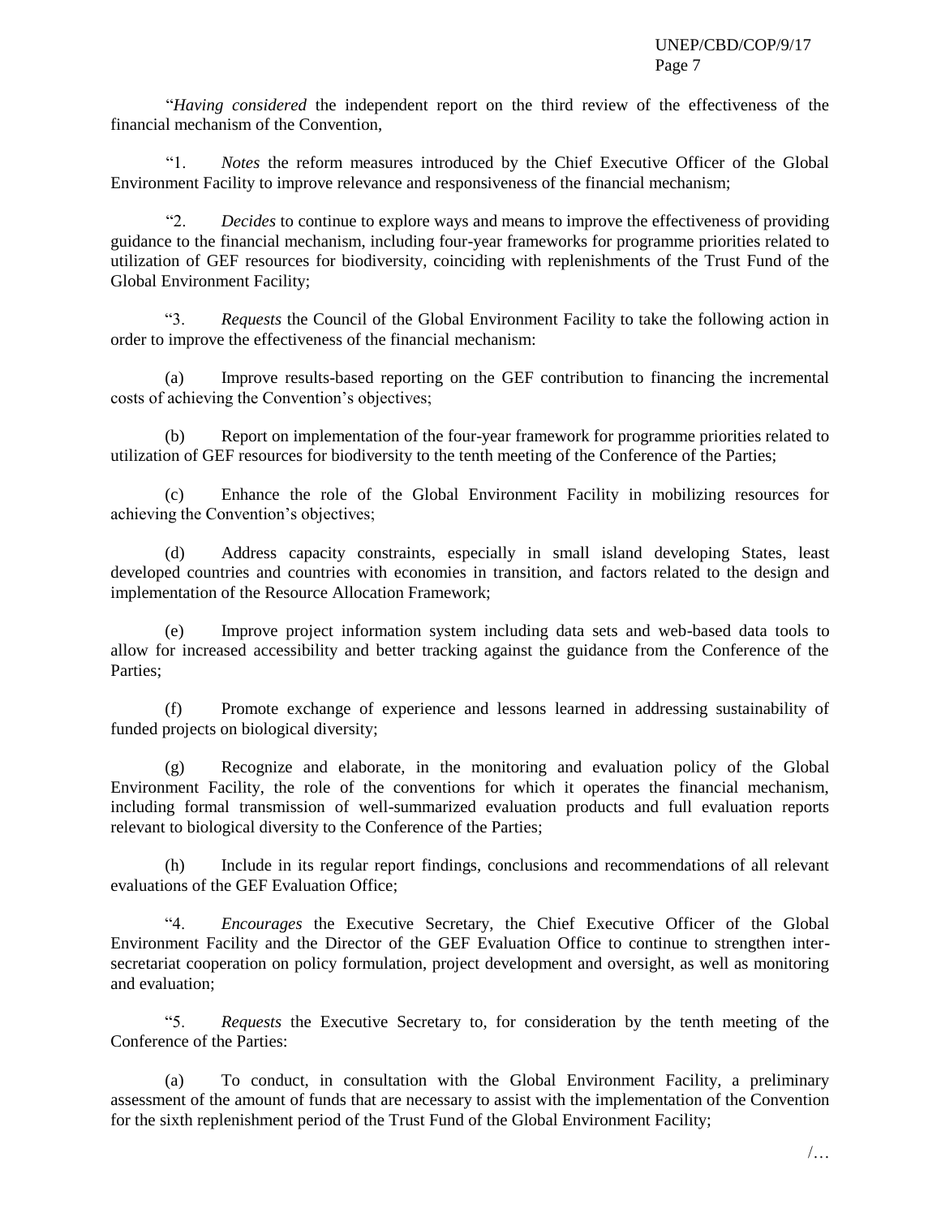"*Having considered* the independent report on the third review of the effectiveness of the financial mechanism of the Convention,

"1. *Notes* the reform measures introduced by the Chief Executive Officer of the Global Environment Facility to improve relevance and responsiveness of the financial mechanism;

"2. *Decides* to continue to explore ways and means to improve the effectiveness of providing guidance to the financial mechanism, including four-year frameworks for programme priorities related to utilization of GEF resources for biodiversity, coinciding with replenishments of the Trust Fund of the Global Environment Facility;

"3. *Requests* the Council of the Global Environment Facility to take the following action in order to improve the effectiveness of the financial mechanism:

(a) Improve results-based reporting on the GEF contribution to financing the incremental costs of achieving the Convention's objectives;

(b) Report on implementation of the four-year framework for programme priorities related to utilization of GEF resources for biodiversity to the tenth meeting of the Conference of the Parties;

(c) Enhance the role of the Global Environment Facility in mobilizing resources for achieving the Convention's objectives;

(d) Address capacity constraints, especially in small island developing States, least developed countries and countries with economies in transition, and factors related to the design and implementation of the Resource Allocation Framework;

(e) Improve project information system including data sets and web-based data tools to allow for increased accessibility and better tracking against the guidance from the Conference of the Parties;

(f) Promote exchange of experience and lessons learned in addressing sustainability of funded projects on biological diversity;

(g) Recognize and elaborate, in the monitoring and evaluation policy of the Global Environment Facility, the role of the conventions for which it operates the financial mechanism, including formal transmission of well-summarized evaluation products and full evaluation reports relevant to biological diversity to the Conference of the Parties;

(h) Include in its regular report findings, conclusions and recommendations of all relevant evaluations of the GEF Evaluation Office;

"4. *Encourages* the Executive Secretary, the Chief Executive Officer of the Global Environment Facility and the Director of the GEF Evaluation Office to continue to strengthen inter-secretariat cooperation on policy formulation, project development and oversight, as well as monitoring and evaluation;

"5. *Requests* the Executive Secretary to, for consideration by the tenth meeting of the Conference of the Parties:

(a) To conduct, in consultation with the Global Environment Facility, a preliminary assessment of the amount of funds that are necessary to assist with the implementation of the Convention for the sixth replenishment period of the Trust Fund of the Global Environment Facility;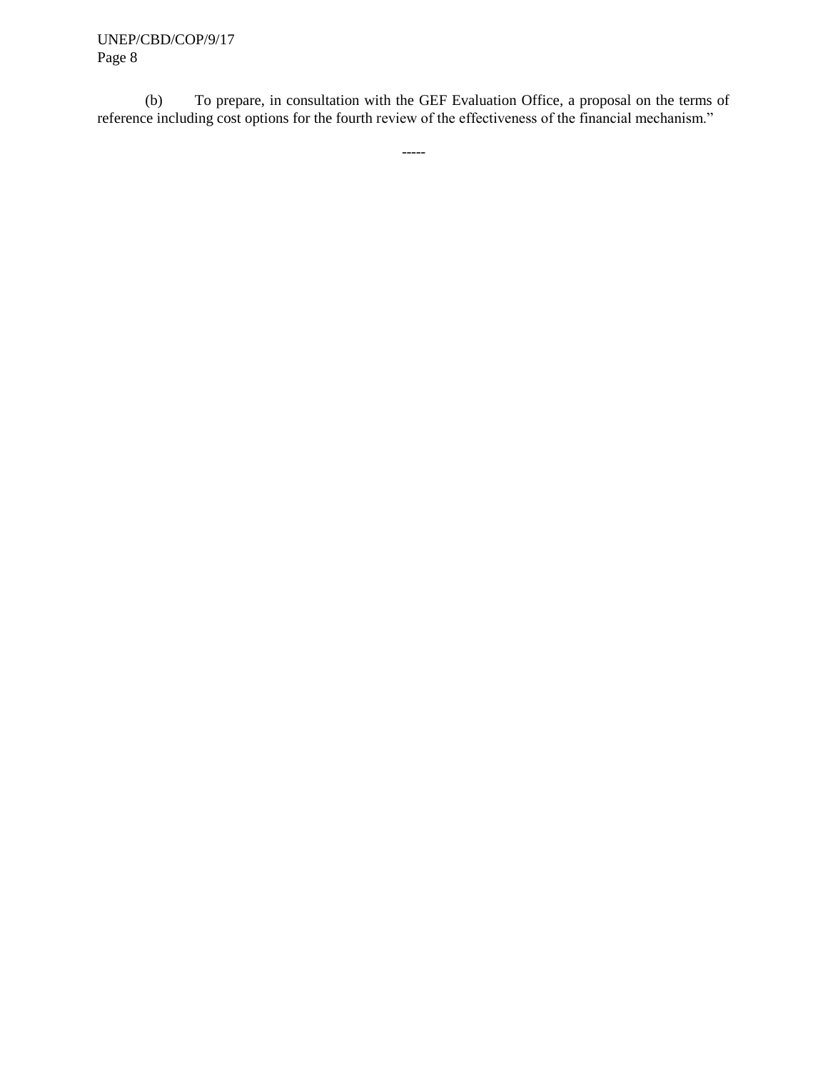(b) To prepare, in consultation with the GEF Evaluation Office, a proposal on the terms of reference including cost options for the fourth review of the effectiveness of the financial mechanism."

-----